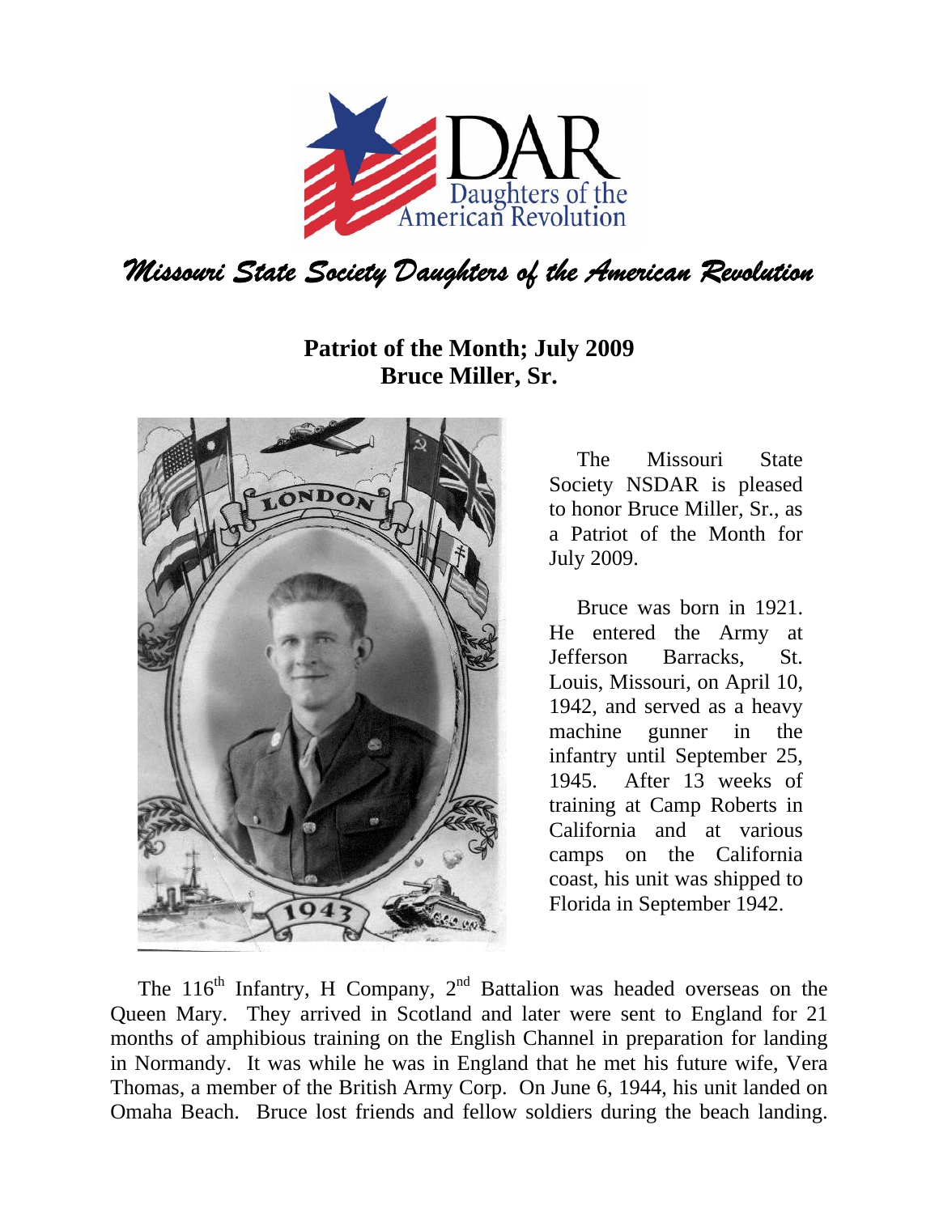# Missouri State Society Daughters of the American Revolution

## Patriot of the Month; July 2009
## Bruce Miller, Sr.

The Missouri State Society NSDAR is pleased to honor Bruce Miller, Sr., as a Patriot of the Month for July 2009.

Bruce was born in 1921. He entered the Army at Jefferson Barracks, St. Louis, Missouri, on April 10, 1942, and served as a heavy machine gunner in the infantry until September 25, 1945. After 13 weeks of training at Camp Roberts in California and at various camps on the California coast, his unit was shipped to Florida in September 1942.

The 116th Infantry, H Company, 2nd Battalion was headed overseas on the Queen Mary. They arrived in Scotland and later were sent to England for 21 months of amphibious training on the English Channel in preparation for landing in Normandy. It was while he was in England that he met his future wife, Vera Thomas, a member of the British Army Corp. On June 6, 1944, his unit landed on Omaha Beach. Bruce lost friends and fellow soldiers during the beach landing.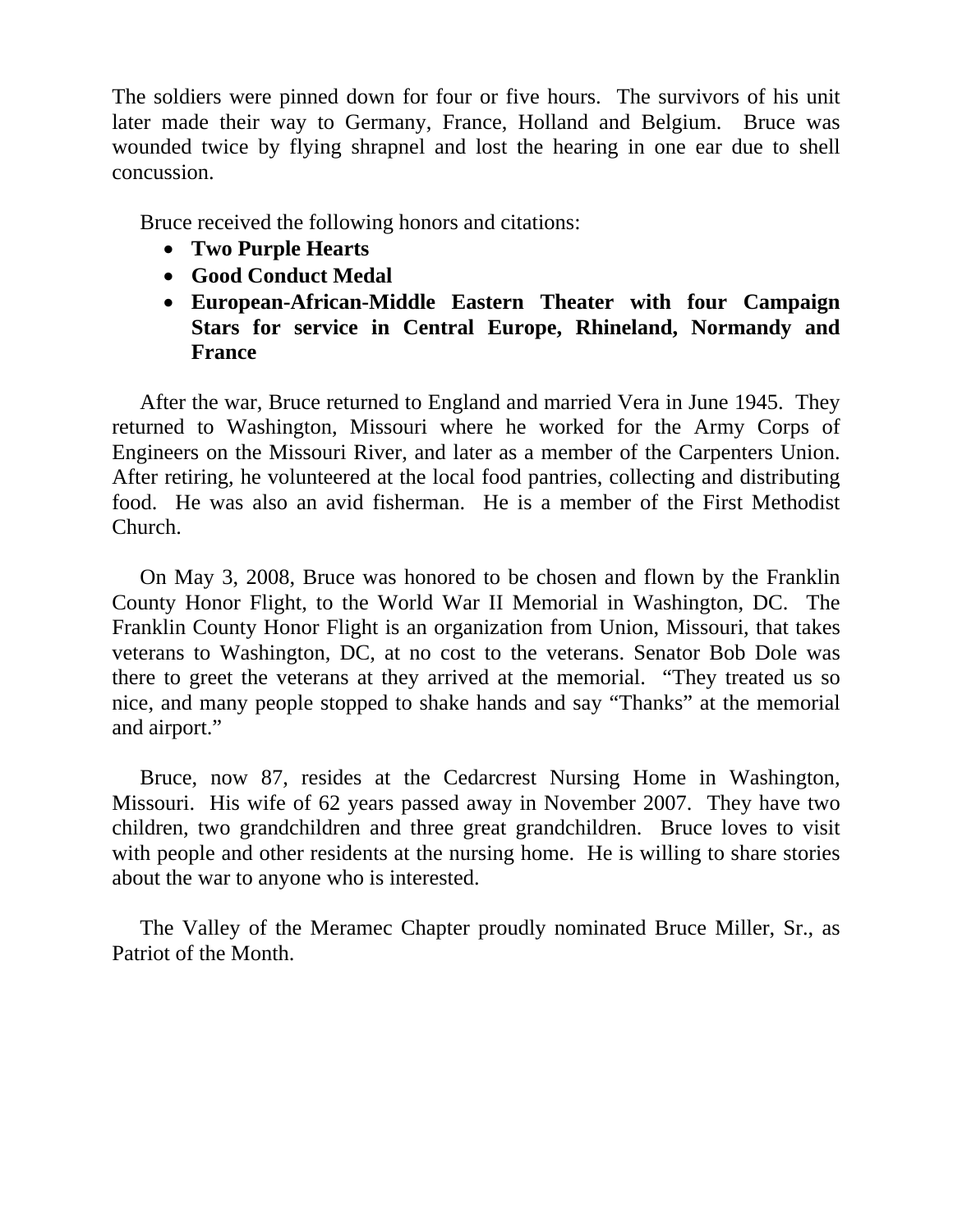The soldiers were pinned down for four or five hours. The survivors of his unit later made their way to Germany, France, Holland and Belgium. Bruce was wounded twice by flying shrapnel and lost the hearing in one ear due to shell concussion.

Bruce received the following honors and citations:

- **Two Purple Hearts**
- **Good Conduct Medal**
- **European-African-Middle Eastern Theater with four Campaign Stars for service in Central Europe, Rhineland, Normandy and France**

After the war, Bruce returned to England and married Vera in June 1945. They returned to Washington, Missouri where he worked for the Army Corps of Engineers on the Missouri River, and later as a member of the Carpenters Union. After retiring, he volunteered at the local food pantries, collecting and distributing food. He was also an avid fisherman. He is a member of the First Methodist Church.

On May 3, 2008, Bruce was honored to be chosen and flown by the Franklin County Honor Flight, to the World War II Memorial in Washington, DC. The Franklin County Honor Flight is an organization from Union, Missouri, that takes veterans to Washington, DC, at no cost to the veterans. Senator Bob Dole was there to greet the veterans at they arrived at the memorial. "They treated us so nice, and many people stopped to shake hands and say "Thanks" at the memorial and airport."

Bruce, now 87, resides at the Cedarcrest Nursing Home in Washington, Missouri. His wife of 62 years passed away in November 2007. They have two children, two grandchildren and three great grandchildren. Bruce loves to visit with people and other residents at the nursing home. He is willing to share stories about the war to anyone who is interested.

The Valley of the Meramec Chapter proudly nominated Bruce Miller, Sr., as Patriot of the Month.